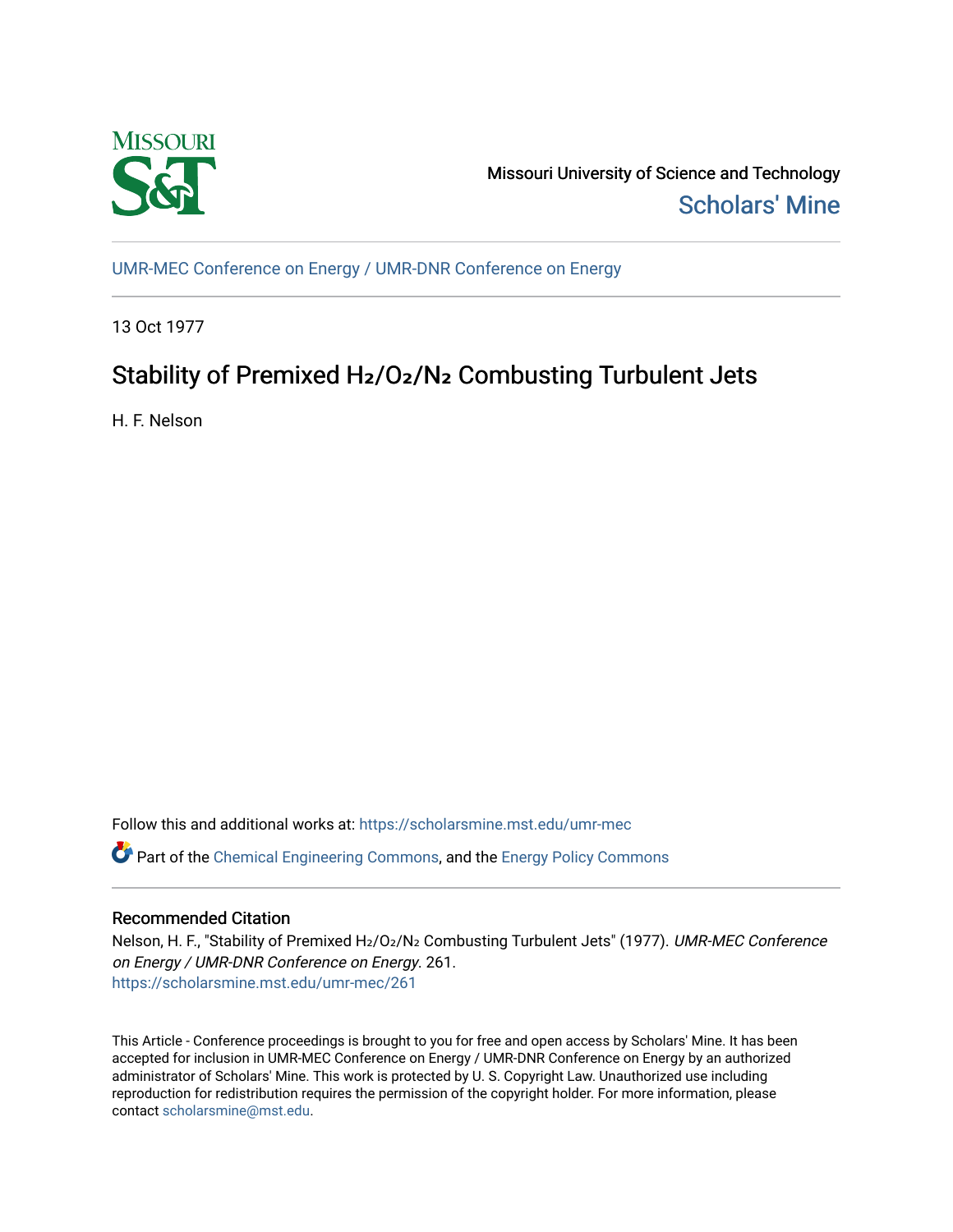Missouri University of Science and Technology

Scholars' Mine

UMR-MEC Conference on Energy / UMR-DNR Conference on Energy

13 Oct 1977

# Stability of Premixed $H_2/O_2/N_2$ Combusting Turbulent Jets

H. F. Nelson

Follow this and additional works at: https://scholarsmine.mst.edu/umr-mec

Part of the Chemical Engineering Commons, and the Energy Policy Commons

## Recommended Citation

Nelson, H. F., "Stability of Premixed $H_2/O_2/N_2$ Combusting Turbulent Jets" (1977). *UMR-MEC Conference on Energy / UMR-DNR Conference on Energy*. 261.
https://scholarsmine.mst.edu/umr-mec/261

This Article - Conference proceedings is brought to you for free and open access by Scholars' Mine. It has been accepted for inclusion in UMR-MEC Conference on Energy / UMR-DNR Conference on Energy by an authorized administrator of Scholars' Mine. This work is protected by U. S. Copyright Law. Unauthorized use including reproduction for redistribution requires the permission of the copyright holder. For more information, please contact scholarsmine@mst.edu.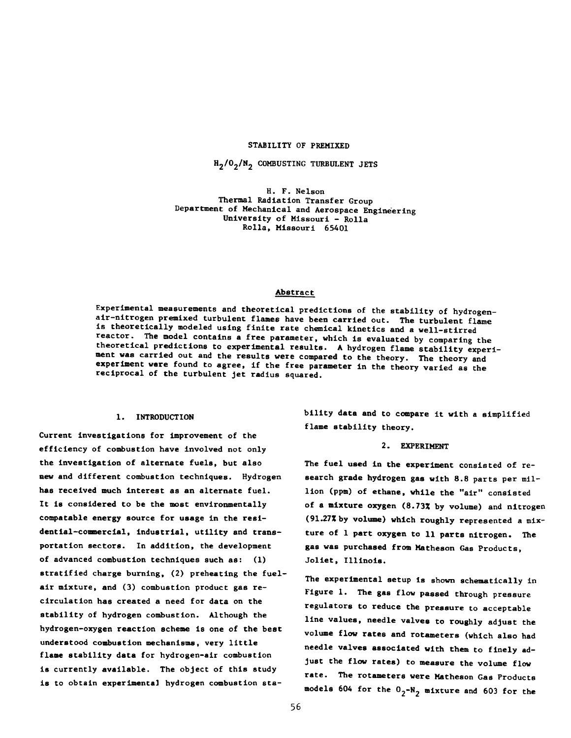# STABILITY OF PREMIXED

# $H_2/O_2/N_2$ COMBUSTING TURBULENT JETS

H. F. Nelson
Thermal Radiation Transfer Group
Department of Mechanical and Aerospace Engineering
University of Missouri - Rolla
Rolla, Missouri 65401

## Abstract

Experimental measurements and theoretical predictions of the stability of hydrogen-air-nitrogen premixed turbulent flames have been carried out. The turbulent flame is theoretically modeled using finite rate chemical kinetics and a well-stirred reactor. The model contains a free parameter, which is evaluated by comparing the theoretical predictions to experimental results. A hydrogen flame stability experiment was carried out and the results were compared to the theory. The theory and experiment were found to agree, if the free parameter in the theory varied as the reciprocal of the turbulent jet radius squared.

## 1. INTRODUCTION

Current investigations for improvement of the efficiency of combustion have involved not only the investigation of alternate fuels, but also new and different combustion techniques. Hydrogen has received much interest as an alternate fuel. It is considered to be the most environmentally compatable energy source for usage in the residential-commercial, industrial, utility and transportation sectors. In addition, the development of advanced combustion techniques such as: (1) stratified charge burning, (2) preheating the fuel-air mixture, and (3) combustion product gas recirculation has created a need for data on the stability of hydrogen combustion. Although the hydrogen-oxygen reaction scheme is one of the best understood combustion mechanisms, very little flame stability data for hydrogen-air combustion is currently available. The object of this study is to obtain experimental hydrogen combustion stability data and to compare it with a simplified flame stability theory.

## 2. EXPERIMENT

The fuel used in the experiment consisted of research grade hydrogen gas with 8.8 parts per million (ppm) of ethane, while the "air" consisted of a mixture oxygen (8.73% by volume) and nitrogen (91.27% by volume) which roughly represented a mixture of 1 part oxygen to 11 parts nitrogen. The gas was purchased from Matheson Gas Products, Joliet, Illinois.

The experimental setup is shown schematically in Figure 1. The gas flow passed through pressure regulators to reduce the pressure to acceptable line values, needle valves to roughly adjust the volume flow rates and rotameters (which also had needle valves associated with them to finely adjust the flow rates) to measure the volume flow rate. The rotameters were Matheson Gas Products models 604 for the $O_2$-$N_2$ mixture and 603 for the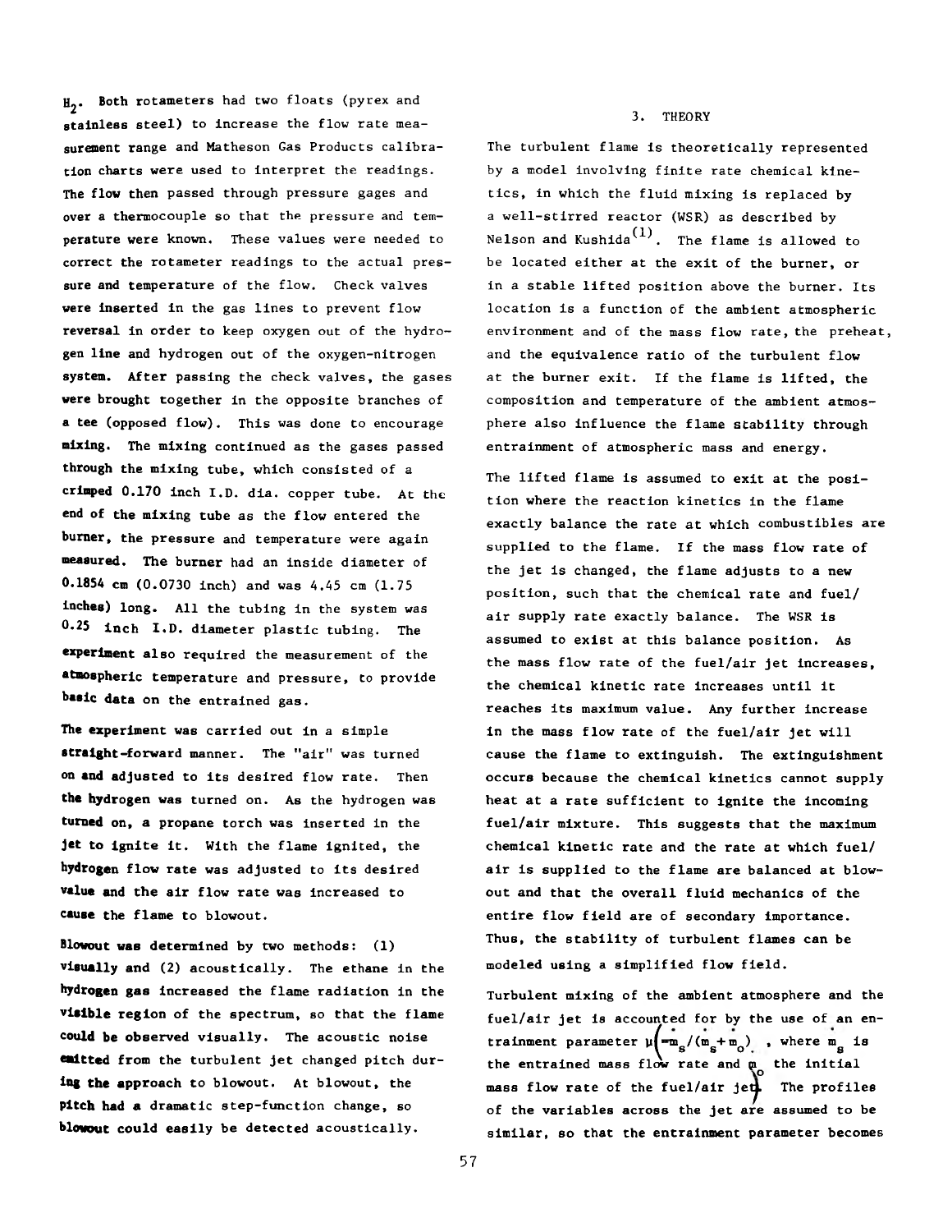$H_2$. Both rotameters had two floats (pyrex and stainless steel) to increase the flow rate measurement range and Matheson Gas Products calibration charts were used to interpret the readings. The flow then passed through pressure gages and over a thermocouple so that the pressure and temperature were known. These values were needed to correct the rotameter readings to the actual pressure and temperature of the flow. Check valves were inserted in the gas lines to prevent flow reversal in order to keep oxygen out of the hydrogen line and hydrogen out of the oxygen-nitrogen system. After passing the check valves, the gases were brought together in the opposite branches of a tee (opposed flow). This was done to encourage mixing. The mixing continued as the gases passed through the mixing tube, which consisted of a crimped 0.170 inch I.D. dia. copper tube. At the end of the mixing tube as the flow entered the burner, the pressure and temperature were again measured. The burner had an inside diameter of 0.1854 cm (0.0730 inch) and was 4.45 cm (1.75 inches) long. All the tubing in the system was 0.25 inch I.D. diameter plastic tubing. The experiment also required the measurement of the atmospheric temperature and pressure, to provide basic data on the entrained gas.

The experiment was carried out in a simple straight-forward manner. The "air" was turned on and adjusted to its desired flow rate. Then the hydrogen was turned on. As the hydrogen was turned on, a propane torch was inserted in the jet to ignite it. With the flame ignited, the hydrogen flow rate was adjusted to its desired value and the air flow rate was increased to cause the flame to blowout.

Blowout was determined by two methods: (1) visually and (2) acoustically. The ethane in the hydrogen gas increased the flame radiation in the visible region of the spectrum, so that the flame could be observed visually. The acoustic noise emitted from the turbulent jet changed pitch during the approach to blowout. At blowout, the pitch had a dramatic step-function change, so blowout could easily be detected acoustically.

## 3. THEORY

The turbulent flame is theoretically represented by a model involving finite rate chemical kinetics, in which the fluid mixing is replaced by a well-stirred reactor (WSR) as described by Nelson and Kushida[1]. The flame is allowed to be located either at the exit of the burner, or in a stable lifted position above the burner. Its location is a function of the ambient atmospheric environment and of the mass flow rate, the preheat, and the equivalence ratio of the turbulent flow at the burner exit. If the flame is lifted, the composition and temperature of the ambient atmosphere also influence the flame stability through entrainment of atmospheric mass and energy.

The lifted flame is assumed to exit at the position where the reaction kinetics in the flame exactly balance the rate at which combustibles are supplied to the flame. If the mass flow rate of the jet is changed, the flame adjusts to a new position, such that the chemical rate and fuel/air supply rate exactly balance. The WSR is assumed to exist at this balance position. As the mass flow rate of the fuel/air jet increases, the chemical kinetic rate increases until it reaches its maximum value. Any further increase in the mass flow rate of the fuel/air jet will cause the flame to extinguish. The extinguishment occurs because the chemical kinetics cannot supply heat at a rate sufficient to ignite the incoming fuel/air mixture. This suggests that the maximum chemical kinetic rate and the rate at which fuel/air is supplied to the flame are balanced at blowout and that the overall fluid mechanics of the entire flow field are of secondary importance. Thus, the stability of turbulent flames can be modeled using a simplified flow field.

Turbulent mixing of the ambient atmosphere and the fuel/air jet is accounted for by the use of an entrainment parameter $\mu\left(=\dot{m}_s/(\dot{m}_s+\dot{m}_o)\right)$, where $\dot{m}_s$ is the entrained mass flow rate and $\dot{m}_o$ the initial mass flow rate of the fuel/air jet. The profiles of the variables across the jet are assumed to be similar, so that the entrainment parameter becomes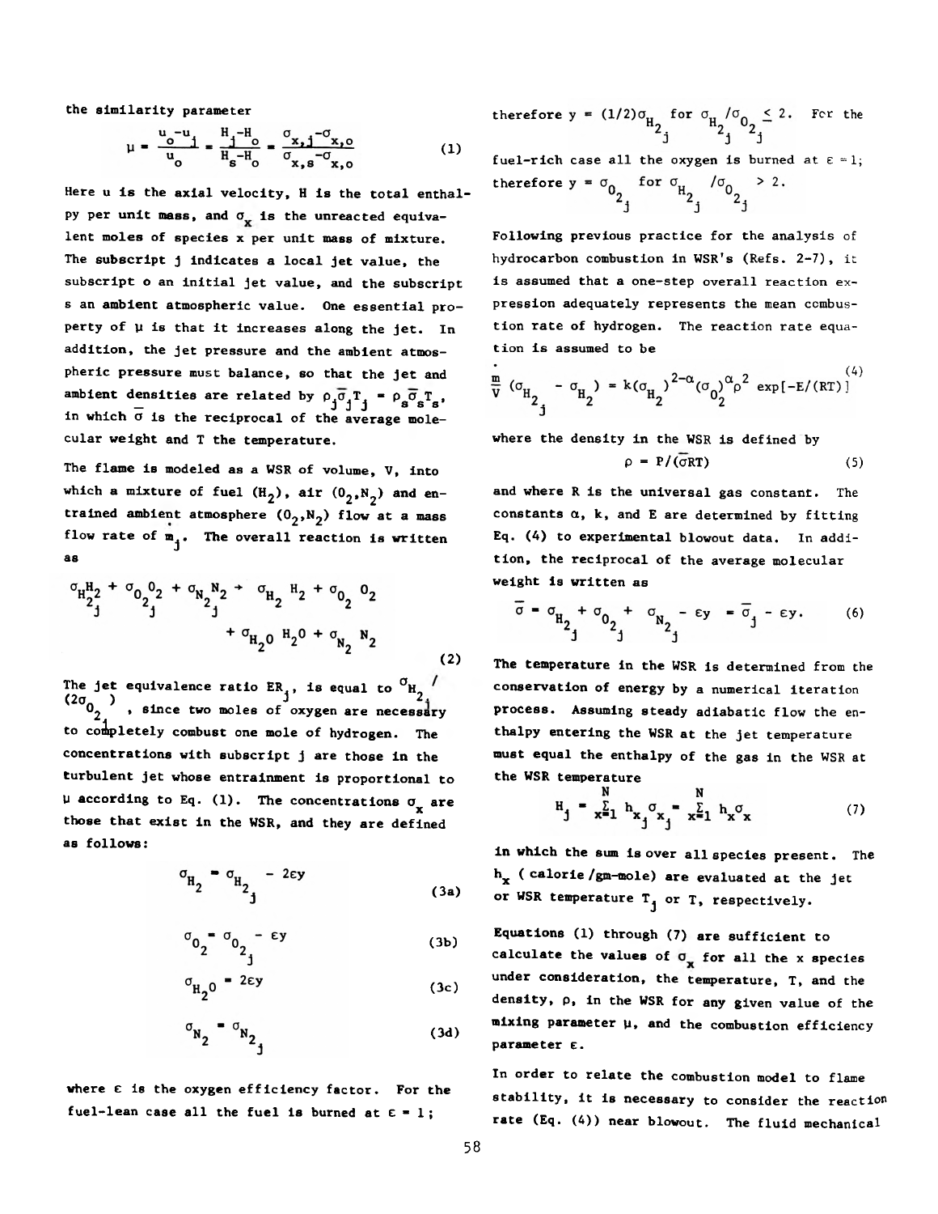the similarity parameter

$$\mu = \frac{u_o - u_j}{u_o} = \frac{H_j - H_o}{H_s - H_o} = \frac{\sigma_{x,j} - \sigma_{x,o}}{\sigma_{x,s} - \sigma_{x,o}} \qquad (1)$$

Here u is the axial velocity, H is the total enthalpy per unit mass, and $\sigma_x$ is the unreacted equivalent moles of species x per unit mass of mixture. The subscript j indicates a local jet value, the subscript o an initial jet value, and the subscript s an ambient atmospheric value. One essential property of $\mu$ is that it increases along the jet. In addition, the jet pressure and the ambient atmospheric pressure must balance, so that the jet and ambient densities are related by $\rho_j \bar{\sigma}_j T_j = \rho_s \bar{\sigma}_s T_s$, in which $\bar{\sigma}$ is the reciprocal of the average molecular weight and T the temperature.

The flame is modeled as a WSR of volume, V, into which a mixture of fuel ($H_2$), air ($O_2$,$N_2$) and entrained ambient atmosphere ($O_2$,$N_2$) flow at a mass flow rate of $\dot{m}_j$. The overall reaction is written as

$$\sigma_{H_{2j}} H_2 + \sigma_{O_{2j}} O_2 + \sigma_{N_{2j}} N_2 \rightarrow \sigma_{H_2} H_2 + \sigma_{O_2} O_2 + \sigma_{H_2O} H_2O + \sigma_{N_2} N_2 \qquad (2)$$

The jet equivalence ratio $ER_j$, is equal to $\sigma_{H_{2j}} / (2\sigma_{O_{2j}})$, since two moles of oxygen are necessary to completely combust one mole of hydrogen. The concentrations with subscript j are those in the turbulent jet whose entrainment is proportional to $\mu$ according to Eq. (1). The concentrations $\sigma_x$ are those that exist in the WSR, and they are defined as follows:

$$\sigma_{H_2} = \sigma_{H_{2j}} - 2\varepsilon y \qquad (3a)$$

$$\sigma_{O_2} = \sigma_{O_{2j}} - \varepsilon y \qquad (3b)$$

$$\sigma_{H_2O} = 2\varepsilon y \qquad (3c)$$

$$\sigma_{N_2} = \sigma_{N_{2j}} \qquad (3d)$$

where $\varepsilon$ is the oxygen efficiency factor. For the fuel-lean case all the fuel is burned at $\varepsilon = 1$; therefore $y = (1/2)\sigma_{H_{2j}}$ for $\sigma_{H_{2j}}/\sigma_{O_{2j}} \leq 2$. For the fuel-rich case all the oxygen is burned at $\varepsilon = 1$; therefore $y = \sigma_{O_{2j}}$ for $\sigma_{H_{2j}}/\sigma_{O_{2j}} > 2$.

Following previous practice for the analysis of hydrocarbon combustion in WSR's (Refs. 2-7), it is assumed that a one-step overall reaction expression adequately represents the mean combustion rate of hydrogen. The reaction rate equation is assumed to be

$$\frac{\dot{m}}{V}(\sigma_{H_{2j}} - \sigma_{H_2}) = k(\sigma_{H_2})^{2-\alpha}(\sigma_{O_2})^{\alpha}\rho^2 \exp[-E/(RT)] \qquad (4)$$

where the density in the WSR is defined by

$$\rho = P/(\bar{\sigma}RT) \qquad (5)$$

and where R is the universal gas constant. The constants $\alpha$, k, and E are determined by fitting Eq. (4) to experimental blowout data. In addition, the reciprocal of the average molecular weight is written as

$$\bar{\sigma} = \sigma_{H_{2j}} + \sigma_{O_{2j}} + \sigma_{N_{2j}} - \varepsilon y = \bar{\sigma}_j - \varepsilon y. \qquad (6)$$

The temperature in the WSR is determined from the conservation of energy by a numerical iteration process. Assuming steady adiabatic flow the enthalpy entering the WSR at the jet temperature must equal the enthalpy of the gas in the WSR at the WSR temperature

$$H_j = \sum_{x=1}^{N} h_{x_j}\sigma_{x_j} = \sum_{x=1}^{N} h_x \sigma_x \qquad (7)$$

in which the sum is over all species present. The $h_x$ (calorie/gm-mole) are evaluated at the jet or WSR temperature $T_j$ or T, respectively.

Equations (1) through (7) are sufficient to calculate the values of $\sigma_x$ for all the x species under consideration, the temperature, T, and the density, $\rho$, in the WSR for any given value of the mixing parameter $\mu$, and the combustion efficiency parameter $\varepsilon$.

In order to relate the combustion model to flame stability, it is necessary to consider the reaction rate (Eq. (4)) near blowout. The fluid mechanical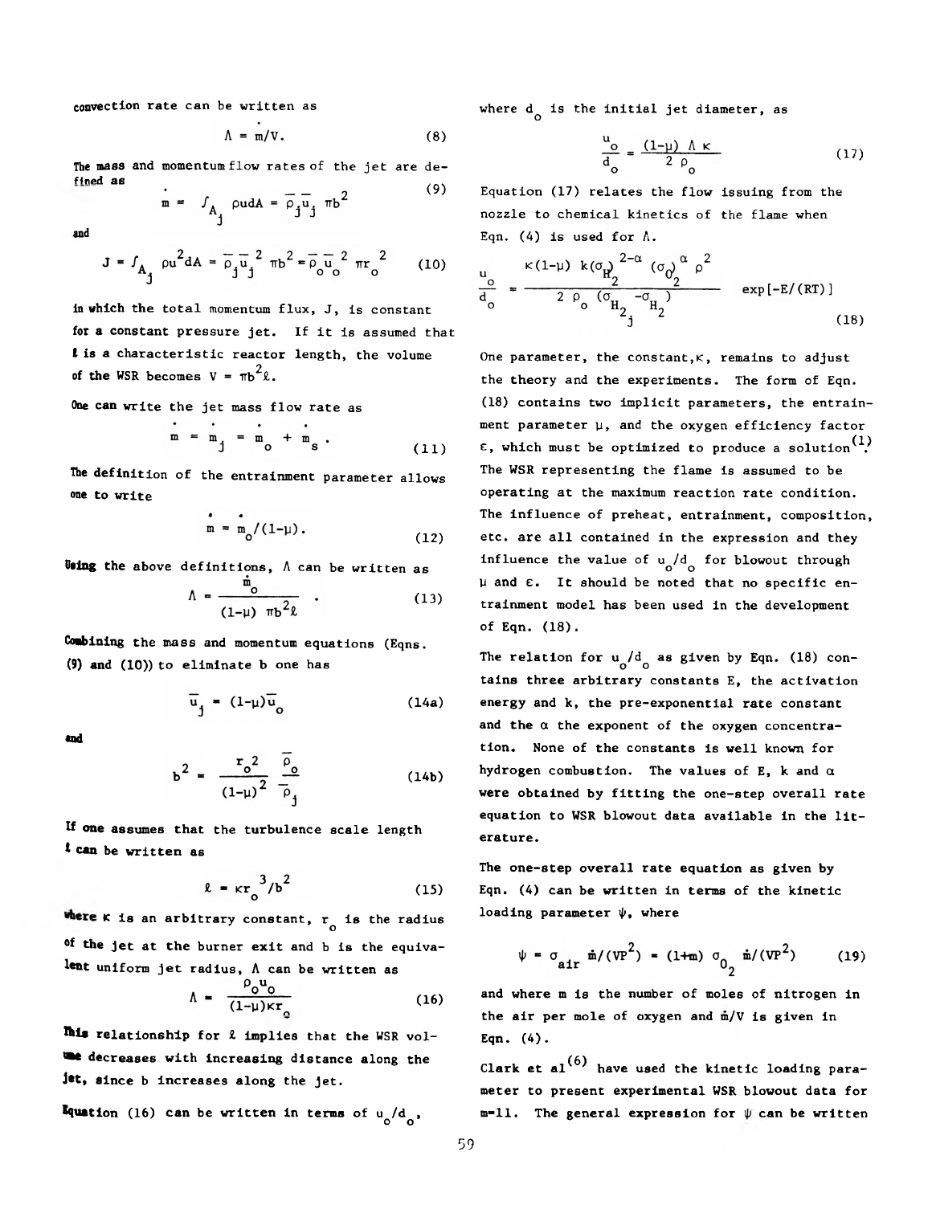convection rate can be written as

$$\Lambda = \dot{m}/V. \tag{8}$$

The mass and momentum flow rates of the jet are defined as

$$\dot{m} = \int_{A_j} \rho u dA = \bar{\rho}_j \bar{u}_j \pi b^2 \tag{9}$$

and

$$J = \int_{A_j} \rho u^2 dA = \bar{\rho}_j \bar{u}_j^{\,2} \pi b^2 = \bar{\rho}_o \bar{u}_o^{\,2} \pi r_o^{\,2} \tag{10}$$

in which the total momentum flux, $J$, is constant for a constant pressure jet. If it is assumed that $\ell$ is a characteristic reactor length, the volume of the WSR becomes $V = \pi b^2 \ell$.

One can write the jet mass flow rate as

$$\dot{m} = \dot{m}_j = \dot{m}_o + \dot{m}_s . \tag{11}$$

The definition of the entrainment parameter allows one to write

$$\dot{m} = \dot{m}_o/(1-\mu). \tag{12}$$

Using the above definitions, $\Lambda$ can be written as

$$\Lambda = \frac{\dot{m}_o}{(1-\mu)\ \pi b^2 \ell} . \tag{13}$$

Combining the mass and momentum equations (Eqns. (9) and (10)) to eliminate b one has

$$\bar{u}_j = (1-\mu)\bar{u}_o \tag{14a}$$

and

$$b^2 = \frac{r_o^{\,2}}{(1-\mu)^2} \frac{\bar{\rho}_o}{\bar{\rho}_j} \tag{14b}$$

If one assumes that the turbulence scale length $\ell$ can be written as

$$\ell = \kappa r_o^{\,3}/b^2 \tag{15}$$

where $\kappa$ is an arbitrary constant, $r_o$ is the radius of the jet at the burner exit and b is the equivalent uniform jet radius, $\Lambda$ can be written as

$$\Lambda = \frac{\rho_o u_o}{(1-\mu)\kappa r_o} \tag{16}$$

This relationship for $\ell$ implies that the WSR volume decreases with increasing distance along the jet, since b increases along the jet.

Equation (16) can be written in terms of $u_o/d_o$, where $d_o$ is the initial jet diameter, as

$$\frac{u_o}{d_o} = \frac{(1-\mu)\ \Lambda\ \kappa}{2\ \rho_o} \tag{17}$$

Equation (17) relates the flow issuing from the nozzle to chemical kinetics of the flame when Eqn. (4) is used for $\Lambda$.

$$\frac{u_o}{d_o} = \frac{\kappa(1-\mu)\ k(\sigma_{H_2})^{2-\alpha}\ (\sigma_{O_2})^{\alpha}\ \rho^2}{2\ \rho_o\ (\sigma_{H_{2_j}} - \sigma_{H_2})} \exp[-E/(RT)] \tag{18}$$

One parameter, the constant, $\kappa$, remains to adjust the theory and the experiments. The form of Eqn. (18) contains two implicit parameters, the entrainment parameter $\mu$, and the oxygen efficiency factor $\varepsilon$, which must be optimized to produce a solution[1]. The WSR representing the flame is assumed to be operating at the maximum reaction rate condition. The influence of preheat, entrainment, composition, etc. are all contained in the expression and they influence the value of $u_o/d_o$ for blowout through $\mu$ and $\varepsilon$. It should be noted that no specific entrainment model has been used in the development of Eqn. (18).

The relation for $u_o/d_o$ as given by Eqn. (18) contains three arbitrary constants E, the activation energy and k, the pre-exponential rate constant and the $\alpha$ the exponent of the oxygen concentration. None of the constants is well known for hydrogen combustion. The values of E, k and $\alpha$ were obtained by fitting the one-step overall rate equation to WSR blowout data available in the literature.

The one-step overall rate equation as given by Eqn. (4) can be written in terms of the kinetic loading parameter $\psi$, where

$$\psi = \sigma_{air}\ \dot{m}/(VP^2) = (1+m)\ \sigma_{O_2}\ \dot{m}/(VP^2) \tag{19}$$

and where m is the number of moles of nitrogen in the air per mole of oxygen and $\dot{m}/V$ is given in Eqn. (4).

Clark et al[6] have used the kinetic loading parameter to present experimental WSR blowout data for m=11. The general expression for $\psi$ can be written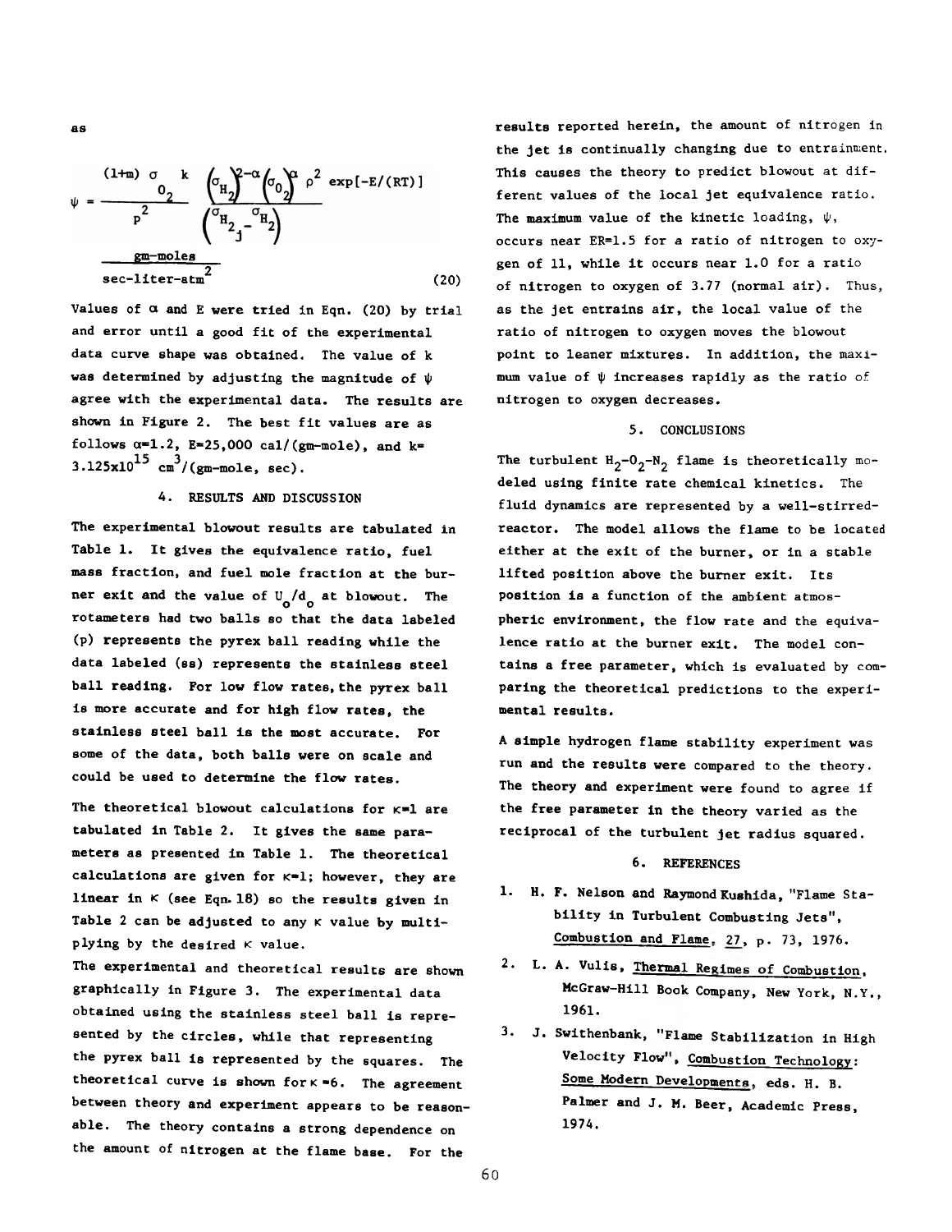as

$$\psi = \frac{(1+m)\,\sigma_{O_2}\,k}{P^2}\,\frac{\left(\sigma_{H_2}\right)^{2-\alpha}\left(\sigma_{O_2}\right)^{\alpha}\rho^2\exp[-E/(RT)]}{\left(\sigma_{H_{2_j}}-\sigma_{H_2}\right)}$$

$$\frac{\text{gm-moles}}{\text{sec-liter-atm}^2} \qquad (20)$$

Values of $\alpha$ and E were tried in Eqn. (20) by trial and error until a good fit of the experimental data curve shape was obtained. The value of k was determined by adjusting the magnitude of $\psi$ agree with the experimental data. The results are shown in Figure 2. The best fit values are as follows $\alpha$=1.2, E=25,000 cal/(gm-mole), and k= $3.125\times10^{15}$ $cm^3$/(gm-mole, sec).

## 4. RESULTS AND DISCUSSION

The experimental blowout results are tabulated in Table 1. It gives the equivalence ratio, fuel mass fraction, and fuel mole fraction at the burner exit and the value of $U_o/d_o$ at blowout. The rotameters had two balls so that the data labeled (p) represents the pyrex ball reading while the data labeled (ss) represents the stainless steel ball reading. For low flow rates, the pyrex ball is more accurate and for high flow rates, the stainless steel ball is the most accurate. For some of the data, both balls were on scale and could be used to determine the flow rates.

The theoretical blowout calculations for $\kappa$=1 are tabulated in Table 2. It gives the same parameters as presented in Table 1. The theoretical calculations are given for $\kappa$=1; however, they are linear in $\kappa$ (see Eqn. 18) so the results given in Table 2 can be adjusted to any $\kappa$ value by multiplying by the desired $\kappa$ value.

The experimental and theoretical results are shown graphically in Figure 3. The experimental data obtained using the stainless steel ball is represented by the circles, while that representing the pyrex ball is represented by the squares. The theoretical curve is shown for $\kappa$ =6. The agreement between theory and experiment appears to be reasonable. The theory contains a strong dependence on the amount of nitrogen at the flame base. For the results reported herein, the amount of nitrogen in the jet is continually changing due to entrainment. This causes the theory to predict blowout at different values of the local jet equivalence ratio. The maximum value of the kinetic loading, $\psi$, occurs near ER=1.5 for a ratio of nitrogen to oxygen of 11, while it occurs near 1.0 for a ratio of nitrogen to oxygen of 3.77 (normal air). Thus, as the jet entrains air, the local value of the ratio of nitrogen to oxygen moves the blowout point to leaner mixtures. In addition, the maximum value of $\psi$ increases rapidly as the ratio of nitrogen to oxygen decreases.

## 5. CONCLUSIONS

The turbulent $H_2$-$O_2$-$N_2$ flame is theoretically modeled using finite rate chemical kinetics. The fluid dynamics are represented by a well-stirred-reactor. The model allows the flame to be located either at the exit of the burner, or in a stable lifted position above the burner exit. Its position is a function of the ambient atmospheric environment, the flow rate and the equivalence ratio at the burner exit. The model contains a free parameter, which is evaluated by comparing the theoretical predictions to the experimental results.

A simple hydrogen flame stability experiment was run and the results were compared to the theory. The theory and experiment were found to agree if the free parameter in the theory varied as the reciprocal of the turbulent jet radius squared.

## 6. REFERENCES

1. H. F. Nelson and Raymond Kushida, "Flame Stability in Turbulent Combusting Jets", Combustion and Flame, 27, p. 73, 1976.
2. L. A. Vulis, Thermal Regimes of Combustion, McGraw-Hill Book Company, New York, N.Y., 1961.
3. J. Swithenbank, "Flame Stabilization in High Velocity Flow", Combustion Technology: Some Modern Developments, eds. H. B. Palmer and J. M. Beer, Academic Press, 1974.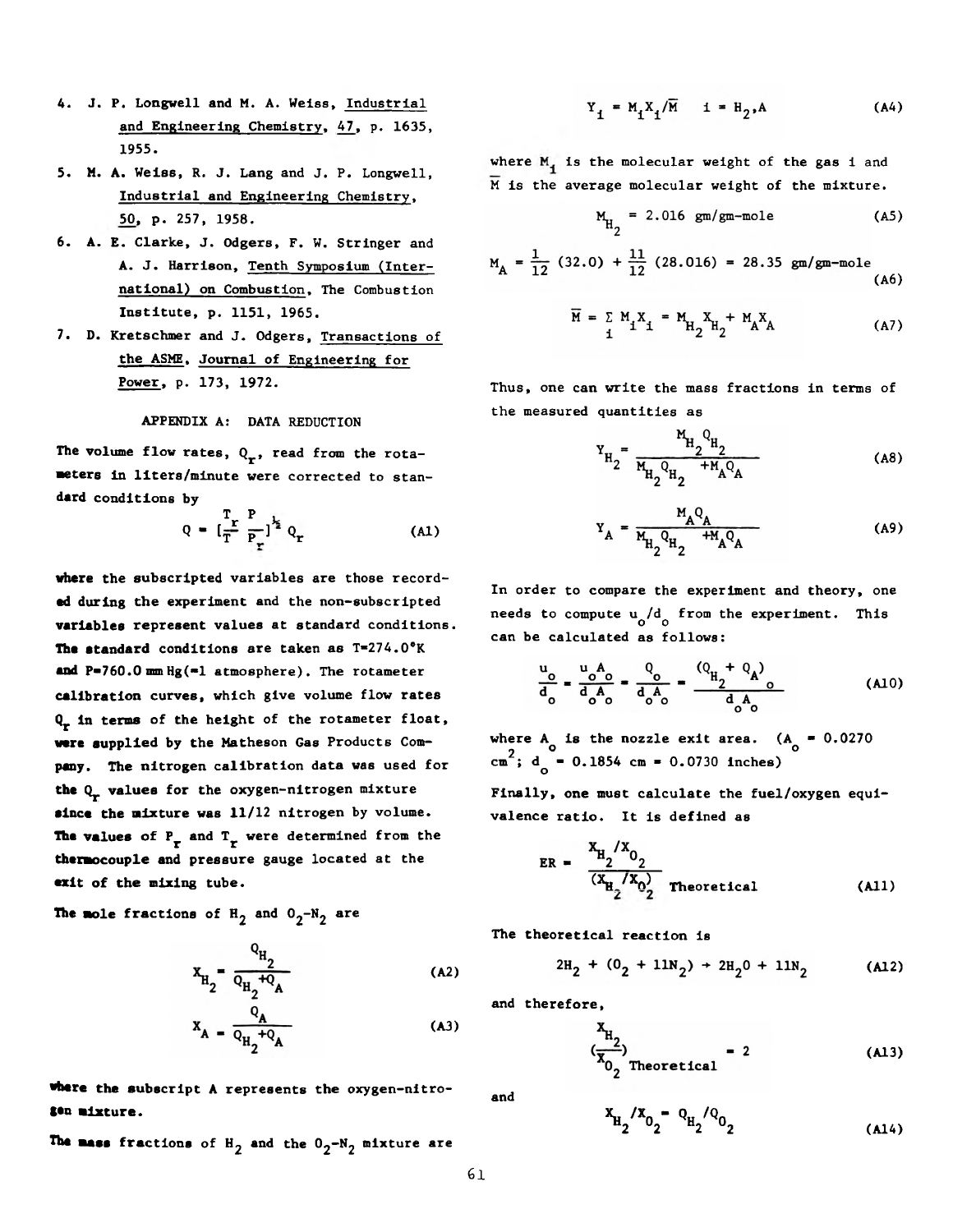4. J. P. Longwell and M. A. Weiss, Industrial and Engineering Chemistry, 47, p. 1635, 1955.
5. M. A. Weiss, R. J. Lang and J. P. Longwell, Industrial and Engineering Chemistry, 50, p. 257, 1958.
6. A. E. Clarke, J. Odgers, F. W. Stringer and A. J. Harrison, Tenth Symposium (International) on Combustion, The Combustion Institute, p. 1151, 1965.
7. D. Kretschmer and J. Odgers, Transactions of the ASME, Journal of Engineering for Power, p. 173, 1972.

## APPENDIX A: DATA REDUCTION

The volume flow rates, $Q_r$, read from the rotameters in liters/minute were corrected to standard conditions by

$$Q = [\frac{T_r}{T} \frac{P}{P_r}]^{\frac{1}{2}} Q_r \quad \text{(A1)}$$

where the subscripted variables are those recorded during the experiment and the non-subscripted variables represent values at standard conditions. The standard conditions are taken as T=274.0°K and P=760.0 mm Hg(=1 atmosphere). The rotameter calibration curves, which give volume flow rates $Q_r$ in terms of the height of the rotameter float, were supplied by the Matheson Gas Products Company. The nitrogen calibration data was used for the $Q_r$ values for the oxygen-nitrogen mixture since the mixture was 11/12 nitrogen by volume. The values of $P_r$ and $T_r$ were determined from the thermocouple and pressure gauge located at the exit of the mixing tube.

The mole fractions of $H_2$ and $O_2$-$N_2$ are

$$X_{H_2} = \frac{Q_{H_2}}{Q_{H_2} + Q_A} \quad \text{(A2)}$$

$$X_A = \frac{Q_A}{Q_{H_2} + Q_A} \quad \text{(A3)}$$

where the subscript A represents the oxygen-nitrogen mixture.

The mass fractions of $H_2$ and the $O_2$-$N_2$ mixture are

$$Y_i = M_i X_i / \overline{M} \quad i = H_2, A \quad \text{(A4)}$$

where $M_i$ is the molecular weight of the gas i and $\overline{M}$ is the average molecular weight of the mixture.

$$M_{H_2} = 2.016 \text{ gm/gm-mole} \quad \text{(A5)}$$

$$M_A = \frac{1}{12}(32.0) + \frac{11}{12}(28.016) = 28.35 \text{ gm/gm-mole} \quad \text{(A6)}$$

$$\overline{M} = \sum_i M_i X_i = M_{H_2} X_{H_2} + M_A X_A \quad \text{(A7)}$$

Thus, one can write the mass fractions in terms of the measured quantities as

$$Y_{H_2} = \frac{M_{H_2} Q_{H_2}}{M_{H_2} Q_{H_2} + M_A Q_A} \quad \text{(A8)}$$

$$Y_A = \frac{M_A Q_A}{M_{H_2} Q_{H_2} + M_A Q_A} \quad \text{(A9)}$$

In order to compare the experiment and theory, one needs to compute $u_o/d_o$ from the experiment. This can be calculated as follows:

$$\frac{u_o}{d_o} = \frac{u_o A_o}{d_o A_o} = \frac{Q_o}{d_o A_o} = \frac{(Q_{H_2} + Q_A)_o}{d_o A_o} \quad \text{(A10)}$$

where $A_o$ is the nozzle exit area. ($A_o$ = 0.0270 cm$^2$; $d_o$ = 0.1854 cm = 0.0730 inches)

Finally, one must calculate the fuel/oxygen equivalence ratio. It is defined as

$$ER = \frac{X_{H_2}/X_{O_2}}{(X_{H_2}/X_{O_2})_{\text{Theoretical}}} \quad \text{(A11)}$$

The theoretical reaction is

$$2H_2 + (O_2 + 11N_2) \rightarrow 2H_2O + 11N_2 \quad \text{(A12)}$$

and therefore,

$$(\frac{X_{H_2}}{X_{O_2}})_{\text{Theoretical}} = 2 \quad \text{(A13)}$$

and

$$X_{H_2}/X_{O_2} = Q_{H_2}/Q_{O_2} \quad \text{(A14)}$$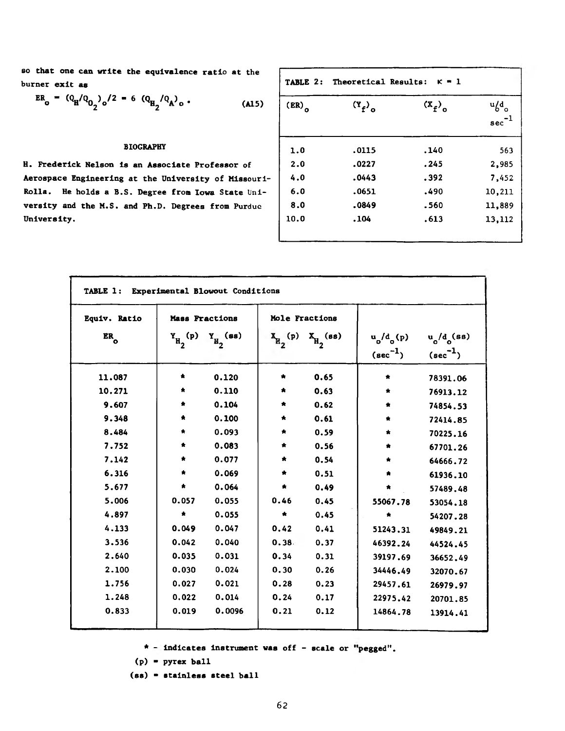so that one can write the equivalence ratio at the burner exit as

$$ER_o = (Q_H/Q_{O_2})_o/2 = 6\ (Q_{H_2}/Q_A)_o \ . \qquad \text{(A15)}$$

## BIOGRAPHY

**H. Frederick Nelson is an Associate Professor of Aerospace Engineering at the University of Missouri-Rolla. He holds a B.S. Degree from Iowa State University and the M.S. and Ph.D. Degrees from Purdue University.**

**TABLE 2: Theoretical Results: $\kappa = 1$**

| $(ER)_o$ | $(Y_f)_o$ | $(X_f)_o$ | $u_o/d_o$ $sec^{-1}$ |
|---|---|---|---|
| 1.0 | .0115 | .140 | 563 |
| 2.0 | .0227 | .245 | 2,985 |
| 4.0 | .0443 | .392 | 7,452 |
| 6.0 | .0651 | .490 | 10,211 |
| 8.0 | .0849 | .560 | 11,889 |
| 10.0 | .104 | .613 | 13,112 |

**TABLE 1: Experimental Blowout Conditions**

| Equiv. Ratio | Mass Fractions | | Mole Fractions | | | |
|---|---|---|---|---|---|---|
| $ER_o$ | $Y_{H_2}$(p) | $Y_{H_2}$(ss) | $X_{H_2}$(p) | $X_{H_2}$(ss) | $u_o/d_o$(p) ($sec^{-1}$) | $u_o/d_o$(ss) ($sec^{-1}$) |
| 11.087 | * | 0.120 | * | 0.65 | * | 78391.06 |
| 10.271 | * | 0.110 | * | 0.63 | * | 76913.12 |
| 9.607 | * | 0.104 | * | 0.62 | * | 74854.53 |
| 9.348 | * | 0.100 | * | 0.61 | * | 72414.85 |
| 8.484 | * | 0.093 | * | 0.59 | * | 70225.16 |
| 7.752 | * | 0.083 | * | 0.56 | * | 67701.26 |
| 7.142 | * | 0.077 | * | 0.54 | * | 64666.72 |
| 6.316 | * | 0.069 | * | 0.51 | * | 61936.10 |
| 5.677 | * | 0.064 | * | 0.49 | * | 57489.48 |
| 5.006 | 0.057 | 0.055 | 0.46 | 0.45 | 55067.78 | 53054.18 |
| 4.897 | * | 0.055 | * | 0.45 | * | 54207.28 |
| 4.133 | 0.049 | 0.047 | 0.42 | 0.41 | 51243.31 | 49849.21 |
| 3.536 | 0.042 | 0.040 | 0.38 | 0.37 | 46392.24 | 44524.45 |
| 2.640 | 0.035 | 0.031 | 0.34 | 0.31 | 39197.69 | 36652.49 |
| 2.100 | 0.030 | 0.024 | 0.30 | 0.26 | 34446.49 | 32070.67 |
| 1.756 | 0.027 | 0.021 | 0.28 | 0.23 | 29457.61 | 26979.97 |
| 1.248 | 0.022 | 0.014 | 0.24 | 0.17 | 22975.42 | 20701.85 |
| 0.833 | 0.019 | 0.0096 | 0.21 | 0.12 | 14864.78 | 13914.41 |

* - indicates instrument was off - scale or "pegged".

(p) = pyrex ball

(ss) = stainless steel ball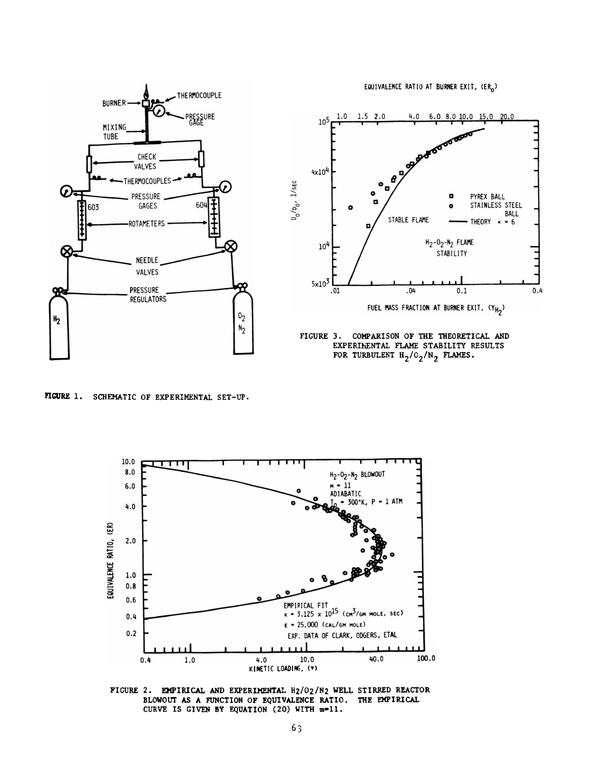BURNER

THERMOCOUPLE

PRESSURE GAGE

MIXING TUBE

CHECK VALVES

THERMOCOUPLES

PRESSURE GAGES

603

604

ROTAMETERS

NEEDLE VALVES

PRESSURE REGULATORS

$H_2$

$O_2$ $N_2$

FIGURE 1. SCHEMATIC OF EXPERIMENTAL SET-UP.

EQUIVALENCE RATIO AT BURNER EXIT, ($ER_0$)

1.0 1.5 2.0 4.0 6.0 8.0 10.0 15.0 20.0

$10^5$

$4 \times 10^4$

$10^4$

$5 \times 10^3$

$U_0/D_0$, 1/SEC

PYREX BALL

STAINLESS STEEL BALL

THEORY $\kappa = 6$

STABLE FLAME

$H_2$-$O_2$-$N_2$ FLAME STABILITY

.01 .04 0.1 0.4

FUEL MASS FRACTION AT BURNER EXIT, ($Y_{H_2}$)

FIGURE 3. COMPARISON OF THE THEORETICAL AND EXPERIMENTAL FLAME STABILITY RESULTS FOR TURBULENT $H_2/O_2/N_2$ FLAMES.

10.0

8.0

6.0

4.0

2.0

1.0

0.8

0.6

0.4

0.2

EQUIVALENCE RATIO, (ER)

$H_2$-$O_2$-$N_2$ BLOWOUT

$M = 11$

ADIABATIC

$T_0 = 300°K$, P = 1 ATM

EMPIRICAL FIT

$\kappa = 3.125 \times 10^{15}$ (CM$^3$/GM MOLE, SEC)

E = 25,000 (CAL/GM MOLE)

EXP. DATA OF CLARK, ODGERS, ETAL

0.4 1.0 4.0 10.0 40.0 100.0

KINETIC LOADING, ($\gamma$)

FIGURE 2. EMPIRICAL AND EXPERIMENTAL $H_2/O_2/N_2$ WELL STIRRED REACTOR BLOWOUT AS A FUNCTION OF EQUIVALENCE RATIO. THE EMPIRICAL CURVE IS GIVEN BY EQUATION (20) WITH m=11.